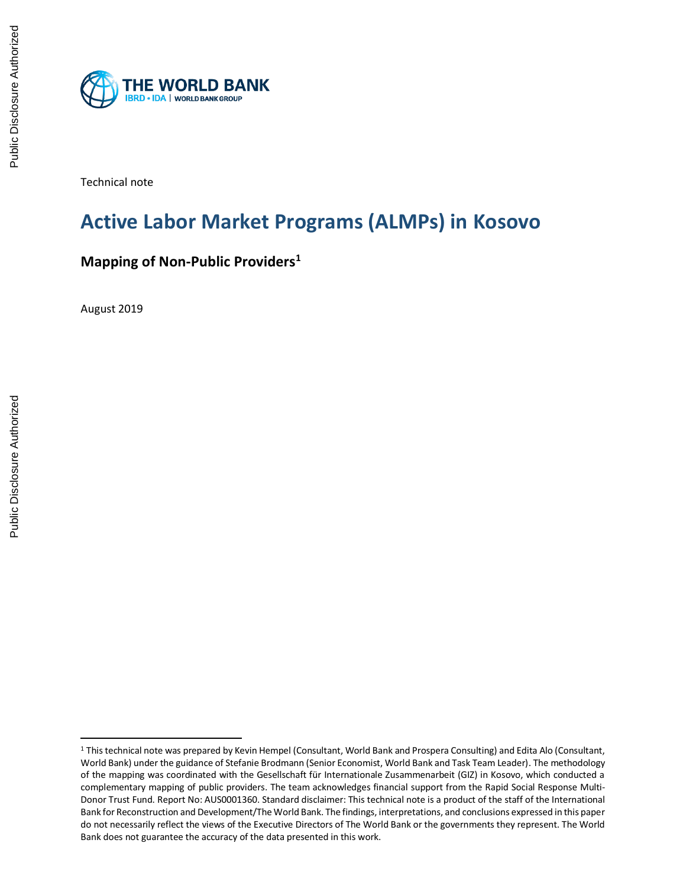THE WORLD BANK
IBRD • IDA | WORLD BANK GROUP

Technical note

# Active Labor Market Programs (ALMPs) in Kosovo

## Mapping of Non-Public Providers[1]

August 2019

---

[1] This technical note was prepared by Kevin Hempel (Consultant, World Bank and Prospera Consulting) and Edita Alo (Consultant, World Bank) under the guidance of Stefanie Brodmann (Senior Economist, World Bank and Task Team Leader). The methodology of the mapping was coordinated with the Gesellschaft für Internationale Zusammenarbeit (GIZ) in Kosovo, which conducted a complementary mapping of public providers. The team acknowledges financial support from the Rapid Social Response Multi-Donor Trust Fund. Report No: AUS0001360. Standard disclaimer: This technical note is a product of the staff of the International Bank for Reconstruction and Development/The World Bank. The findings, interpretations, and conclusions expressed in this paper do not necessarily reflect the views of the Executive Directors of The World Bank or the governments they represent. The World Bank does not guarantee the accuracy of the data presented in this work.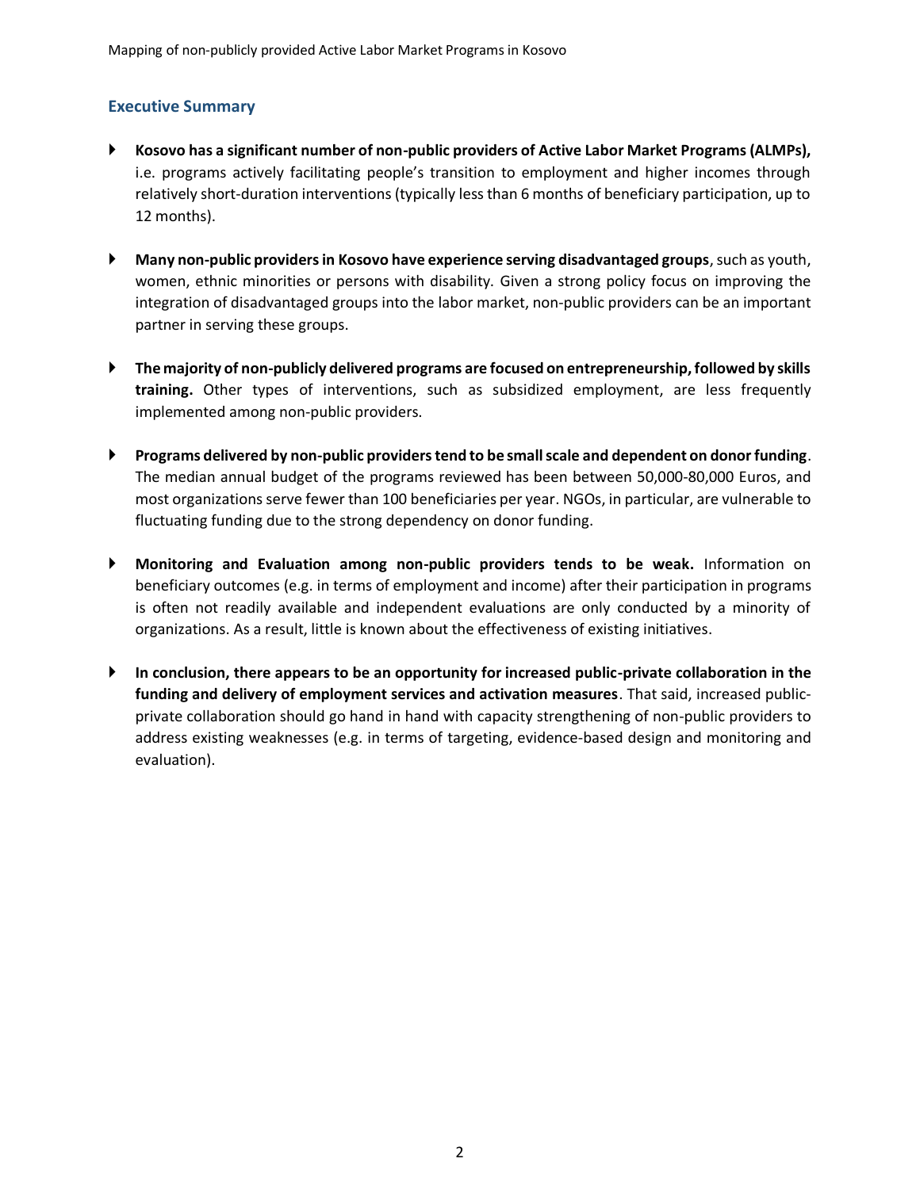## Executive Summary

- **Kosovo has a significant number of non-public providers of Active Labor Market Programs (ALMPs),** i.e. programs actively facilitating people's transition to employment and higher incomes through relatively short-duration interventions (typically less than 6 months of beneficiary participation, up to 12 months).

- **Many non-public providers in Kosovo have experience serving disadvantaged groups**, such as youth, women, ethnic minorities or persons with disability. Given a strong policy focus on improving the integration of disadvantaged groups into the labor market, non-public providers can be an important partner in serving these groups.

- **The majority of non-publicly delivered programs are focused on entrepreneurship, followed by skills training.** Other types of interventions, such as subsidized employment, are less frequently implemented among non-public providers.

- **Programs delivered by non-public providers tend to be small scale and dependent on donor funding**. The median annual budget of the programs reviewed has been between 50,000-80,000 Euros, and most organizations serve fewer than 100 beneficiaries per year. NGOs, in particular, are vulnerable to fluctuating funding due to the strong dependency on donor funding.

- **Monitoring and Evaluation among non-public providers tends to be weak.** Information on beneficiary outcomes (e.g. in terms of employment and income) after their participation in programs is often not readily available and independent evaluations are only conducted by a minority of organizations. As a result, little is known about the effectiveness of existing initiatives.

- **In conclusion, there appears to be an opportunity for increased public-private collaboration in the funding and delivery of employment services and activation measures**. That said, increased public-private collaboration should go hand in hand with capacity strengthening of non-public providers to address existing weaknesses (e.g. in terms of targeting, evidence-based design and monitoring and evaluation).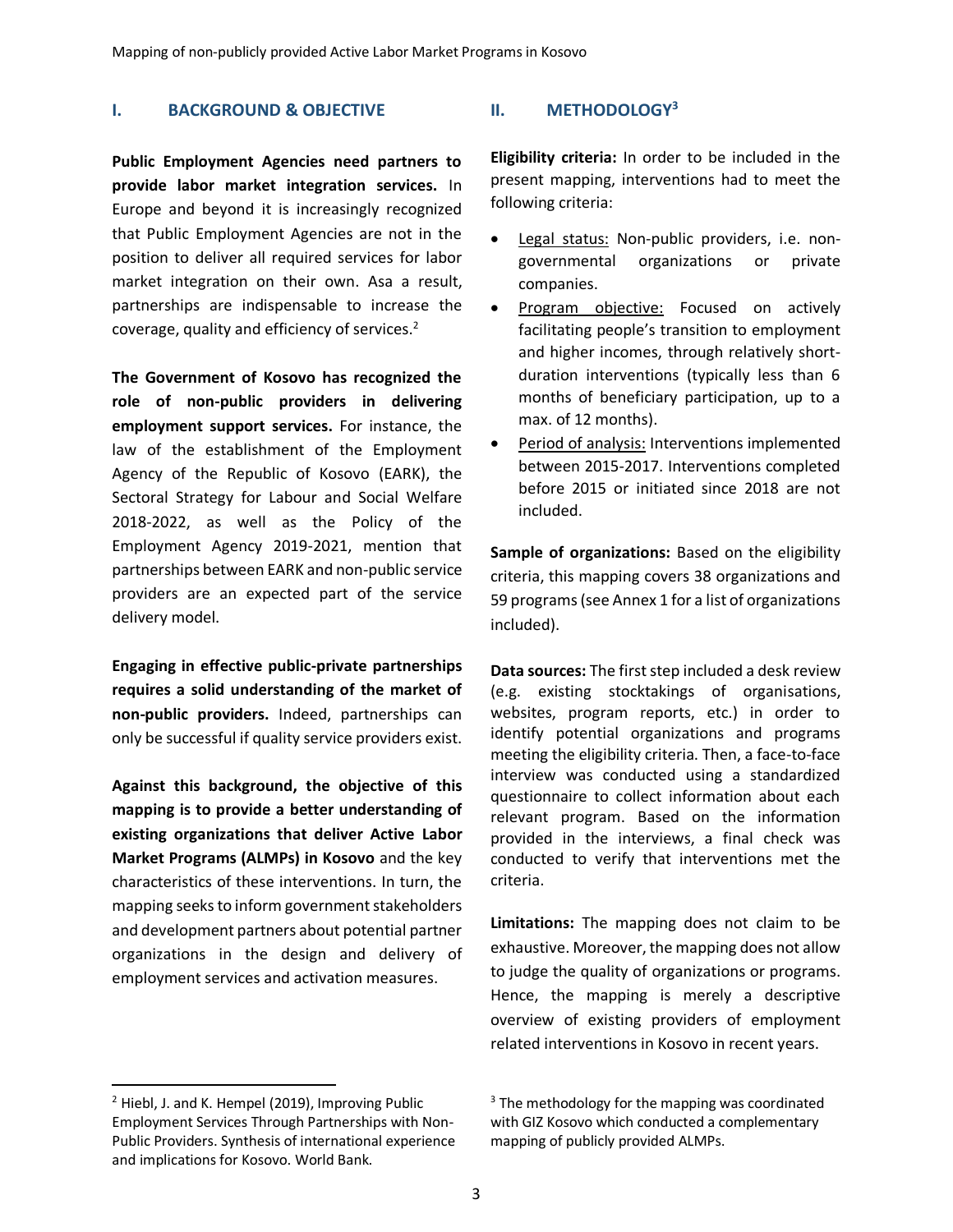## I. BACKGROUND & OBJECTIVE

**Public Employment Agencies need partners to provide labor market integration services.** In Europe and beyond it is increasingly recognized that Public Employment Agencies are not in the position to deliver all required services for labor market integration on their own. Asa a result, partnerships are indispensable to increase the coverage, quality and efficiency of services.[2]

**The Government of Kosovo has recognized the role of non-public providers in delivering employment support services.** For instance, the law of the establishment of the Employment Agency of the Republic of Kosovo (EARK), the Sectoral Strategy for Labour and Social Welfare 2018-2022, as well as the Policy of the Employment Agency 2019-2021, mention that partnerships between EARK and non-public service providers are an expected part of the service delivery model.

**Engaging in effective public-private partnerships requires a solid understanding of the market of non-public providers.** Indeed, partnerships can only be successful if quality service providers exist.

**Against this background, the objective of this mapping is to provide a better understanding of existing organizations that deliver Active Labor Market Programs (ALMPs) in Kosovo** and the key characteristics of these interventions. In turn, the mapping seeks to inform government stakeholders and development partners about potential partner organizations in the design and delivery of employment services and activation measures.

## II. METHODOLOGY[3]

**Eligibility criteria:** In order to be included in the present mapping, interventions had to meet the following criteria:

- Legal status: Non-public providers, i.e. non-governmental organizations or private companies.
- Program objective: Focused on actively facilitating people's transition to employment and higher incomes, through relatively short-duration interventions (typically less than 6 months of beneficiary participation, up to a max. of 12 months).
- Period of analysis: Interventions implemented between 2015-2017. Interventions completed before 2015 or initiated since 2018 are not included.

**Sample of organizations:** Based on the eligibility criteria, this mapping covers 38 organizations and 59 programs (see Annex 1 for a list of organizations included).

**Data sources:** The first step included a desk review (e.g. existing stocktakings of organisations, websites, program reports, etc.) in order to identify potential organizations and programs meeting the eligibility criteria. Then, a face-to-face interview was conducted using a standardized questionnaire to collect information about each relevant program. Based on the information provided in the interviews, a final check was conducted to verify that interventions met the criteria.

**Limitations:** The mapping does not claim to be exhaustive. Moreover, the mapping does not allow to judge the quality of organizations or programs. Hence, the mapping is merely a descriptive overview of existing providers of employment related interventions in Kosovo in recent years.

---

[2] Hiebl, J. and K. Hempel (2019), Improving Public Employment Services Through Partnerships with Non-Public Providers. Synthesis of international experience and implications for Kosovo. World Bank.

[3] The methodology for the mapping was coordinated with GIZ Kosovo which conducted a complementary mapping of publicly provided ALMPs.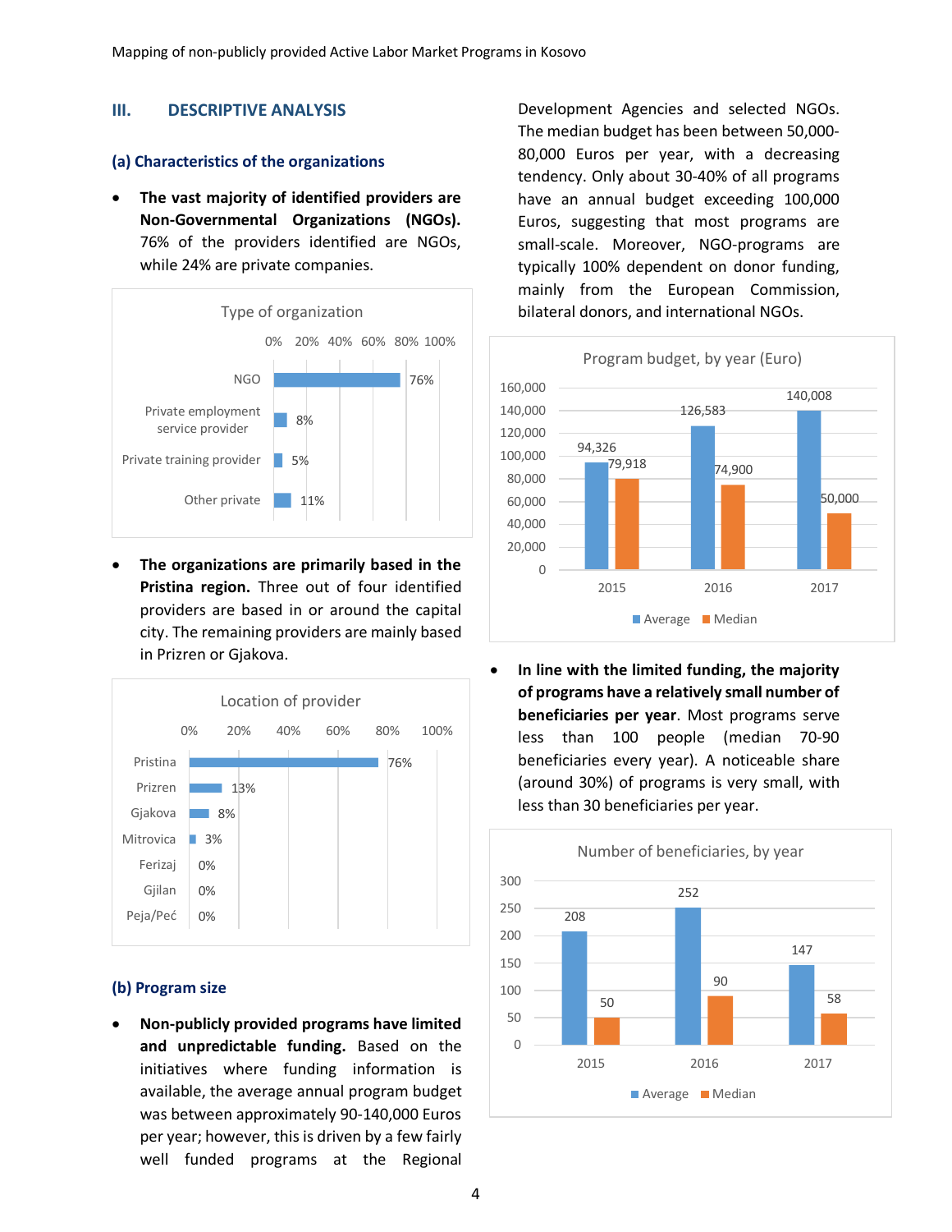## III. DESCRIPTIVE ANALYSIS

### (a) Characteristics of the organizations

- **The vast majority of identified providers are Non-Governmental Organizations (NGOs).** 76% of the providers identified are NGOs, while 24% are private companies.

Type of organization

| Type | Share |
|---|---|
| NGO | 76% |
| Private employment service provider | 8% |
| Private training provider | 5% |
| Other private | 11% |

- **The organizations are primarily based in the Pristina region.** Three out of four identified providers are based in or around the capital city. The remaining providers are mainly based in Prizren or Gjakova.

Location of provider

| Location | Share |
|---|---|
| Pristina | 76% |
| Prizren | 13% |
| Gjakova | 8% |
| Mitrovica | 3% |
| Ferizaj | 0% |
| Gjilan | 0% |
| Peja/Peć | 0% |

### (b) Program size

- **Non-publicly provided programs have limited and unpredictable funding.** Based on the initiatives where funding information is available, the average annual program budget was between approximately 90-140,000 Euros per year; however, this is driven by a few fairly well funded programs at the Regional Development Agencies and selected NGOs. The median budget has been between 50,000-80,000 Euros per year, with a decreasing tendency. Only about 30-40% of all programs have an annual budget exceeding 100,000 Euros, suggesting that most programs are small-scale. Moreover, NGO-programs are typically 100% dependent on donor funding, mainly from the European Commission, bilateral donors, and international NGOs.

Program budget, by year (Euro)

| Year | Average | Median |
|---|---|---|
| 2015 | 94,326 | 79,918 |
| 2016 | 126,583 | 74,900 |
| 2017 | 140,008 | 50,000 |

- **In line with the limited funding, the majority of programs have a relatively small number of beneficiaries per year**. Most programs serve less than 100 people (median 70-90 beneficiaries every year). A noticeable share (around 30%) of programs is very small, with less than 30 beneficiaries per year.

Number of beneficiaries, by year

| Year | Average | Median |
|---|---|---|
| 2015 | 208 | 50 |
| 2016 | 252 | 90 |
| 2017 | 147 | 58 |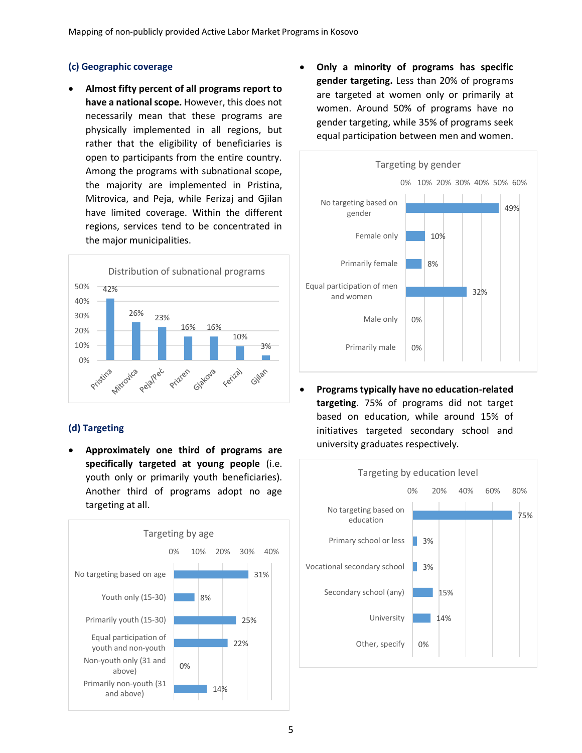### (c) Geographic coverage

- **Almost fifty percent of all programs report to have a national scope.** However, this does not necessarily mean that these programs are physically implemented in all regions, but rather that the eligibility of beneficiaries is open to participants from the entire country. Among the programs with subnational scope, the majority are implemented in Pristina, Mitrovica, and Peja, while Ferizaj and Gjilan have limited coverage. Within the different regions, services tend to be concentrated in the major municipalities.

**Distribution of subnational programs**

| Region | Share |
|---|---|
| Pristina | 42% |
| Mitrovica | 26% |
| Peja/Peć | 23% |
| Prizren | 16% |
| Gjakova | 16% |
| Ferizaj | 10% |
| Gjilan | 3% |

### (d) Targeting

- **Approximately one third of programs are specifically targeted at young people** (i.e. youth only or primarily youth beneficiaries). Another third of programs adopt no age targeting at all.

**Targeting by age**

| Category | Share |
|---|---|
| No targeting based on age | 31% |
| Youth only (15-30) | 8% |
| Primarily youth (15-30) | 25% |
| Equal participation of youth and non-youth | 22% |
| Non-youth only (31 and above) | 0% |
| Primarily non-youth (31 and above) | 14% |

- **Only a minority of programs has specific gender targeting.** Less than 20% of programs are targeted at women only or primarily at women. Around 50% of programs have no gender targeting, while 35% of programs seek equal participation between men and women.

**Targeting by gender**

| Category | Share |
|---|---|
| No targeting based on gender | 49% |
| Female only | 10% |
| Primarily female | 8% |
| Equal participation of men and women | 32% |
| Male only | 0% |
| Primarily male | 0% |

- **Programs typically have no education-related targeting**. 75% of programs did not target based on education, while around 15% of initiatives targeted secondary school and university graduates respectively.

**Targeting by education level**

| Category | Share |
|---|---|
| No targeting based on education | 75% |
| Primary school or less | 3% |
| Vocational secondary school | 3% |
| Secondary school (any) | 15% |
| University | 14% |
| Other, specify | 0% |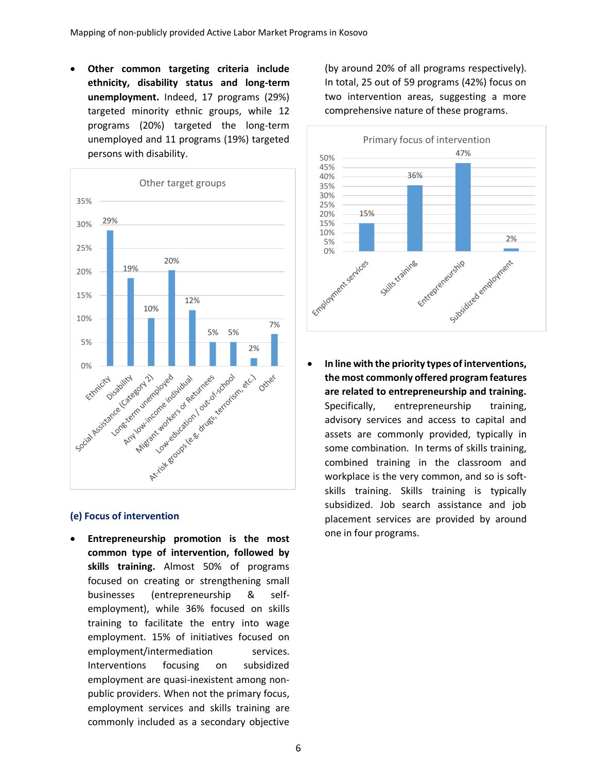- **Other common targeting criteria include ethnicity, disability status and long-term unemployment.** Indeed, 17 programs (29%) targeted minority ethnic groups, while 12 programs (20%) targeted the long-term unemployed and 11 programs (19%) targeted persons with disability.

Other target groups

| Group | Share |
|---|---|
| Ethnicity | 29% |
| Disability | 19% |
| Social Assistance (Category 2) | 10% |
| Long-term unemployed | 20% |
| Any low-income individual | 12% |
| Migrant workers or Returnees | 5% |
| Low-education / out-of-school | 5% |
| At-risk groups (e.g. drugs, terrorism, etc.) | 2% |
| Other | 7% |

### (e) Focus of intervention

- **Entrepreneurship promotion is the most common type of intervention, followed by skills training.** Almost 50% of programs focused on creating or strengthening small businesses (entrepreneurship & self-employment), while 36% focused on skills training to facilitate the entry into wage employment. 15% of initiatives focused on employment/intermediation services. Interventions focusing on subsidized employment are quasi-inexistent among non-public providers. When not the primary focus, employment services and skills training are commonly included as a secondary objective (by around 20% of all programs respectively). In total, 25 out of 59 programs (42%) focus on two intervention areas, suggesting a more comprehensive nature of these programs.

Primary focus of intervention

| Focus | Share |
|---|---|
| Employment services | 15% |
| Skills training | 36% |
| Entrepreneurship | 47% |
| Subsidized employment | 2% |

- **In line with the priority types of interventions, the most commonly offered program features are related to entrepreneurship and training.** Specifically, entrepreneurship training, advisory services and access to capital and assets are commonly provided, typically in some combination. In terms of skills training, combined training in the classroom and workplace is the very common, and so is soft-skills training. Skills training is typically subsidized. Job search assistance and job placement services are provided by around one in four programs.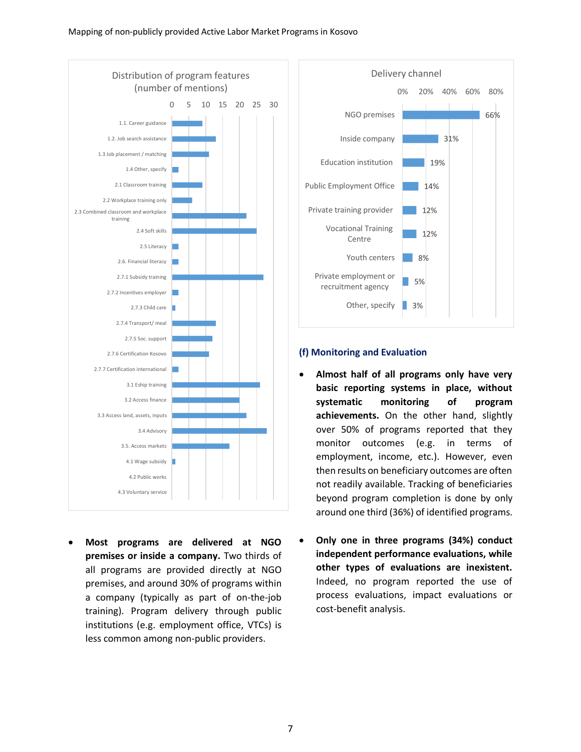**Distribution of program features (number of mentions)**

| Feature | Approx. number of mentions |
|---|---|
| 1.1. Career guidance | 9 |
| 1.2. Job search assistance | 13 |
| 1.3 Job placement / matching | 11 |
| 1.4 Other, specify | 2 |
| 2.1 Classroom training | 9 |
| 2.2 Workplace training only | 6 |
| 2.3 Combined classroom and workplace training | 22 |
| 2.4 Soft skills | 25 |
| 2.5 Literacy | 2 |
| 2.6. Financial literacy | 2 |
| 2.7.1 Subsidy training | 27 |
| 2.7.2 Incentives employer | 2 |
| 2.7.3 Child care | 1 |
| 2.7.4 Transport/ meal | 13 |
| 2.7.5 Soc. support | 12 |
| 2.7.6 Certification Kosovo | 11 |
| 2.7.7 Certification international | 2 |
| 3.1 Eship training | 26 |
| 3.2 Access finance | 20 |
| 3.3 Access land, assets, inputs | 22 |
| 3.4 Advisory | 28 |
| 3.5. Access markets | 17 |
| 4.1 Wage subsidy | 1 |
| 4.2 Public works | 0 |
| 4.3 Voluntary service | 0 |

**Delivery channel**

| Channel | Share |
|---|---|
| NGO premises | 66% |
| Inside company | 31% |
| Education institution | 19% |
| Public Employment Office | 14% |
| Private training provider | 12% |
| Vocational Training Centre | 12% |
| Youth centers | 8% |
| Private employment or recruitment agency | 5% |
| Other, specify | 3% |

- **Most programs are delivered at NGO premises or inside a company.** Two thirds of all programs are provided directly at NGO premises, and around 30% of programs within a company (typically as part of on-the-job training). Program delivery through public institutions (e.g. employment office, VTCs) is less common among non-public providers.

### (f) Monitoring and Evaluation

- **Almost half of all programs only have very basic reporting systems in place, without systematic monitoring of program achievements.** On the other hand, slightly over 50% of programs reported that they monitor outcomes (e.g. in terms of employment, income, etc.). However, even then results on beneficiary outcomes are often not readily available. Tracking of beneficiaries beyond program completion is done by only around one third (36%) of identified programs.
- **Only one in three programs (34%) conduct independent performance evaluations, while other types of evaluations are inexistent.** Indeed, no program reported the use of process evaluations, impact evaluations or cost-benefit analysis.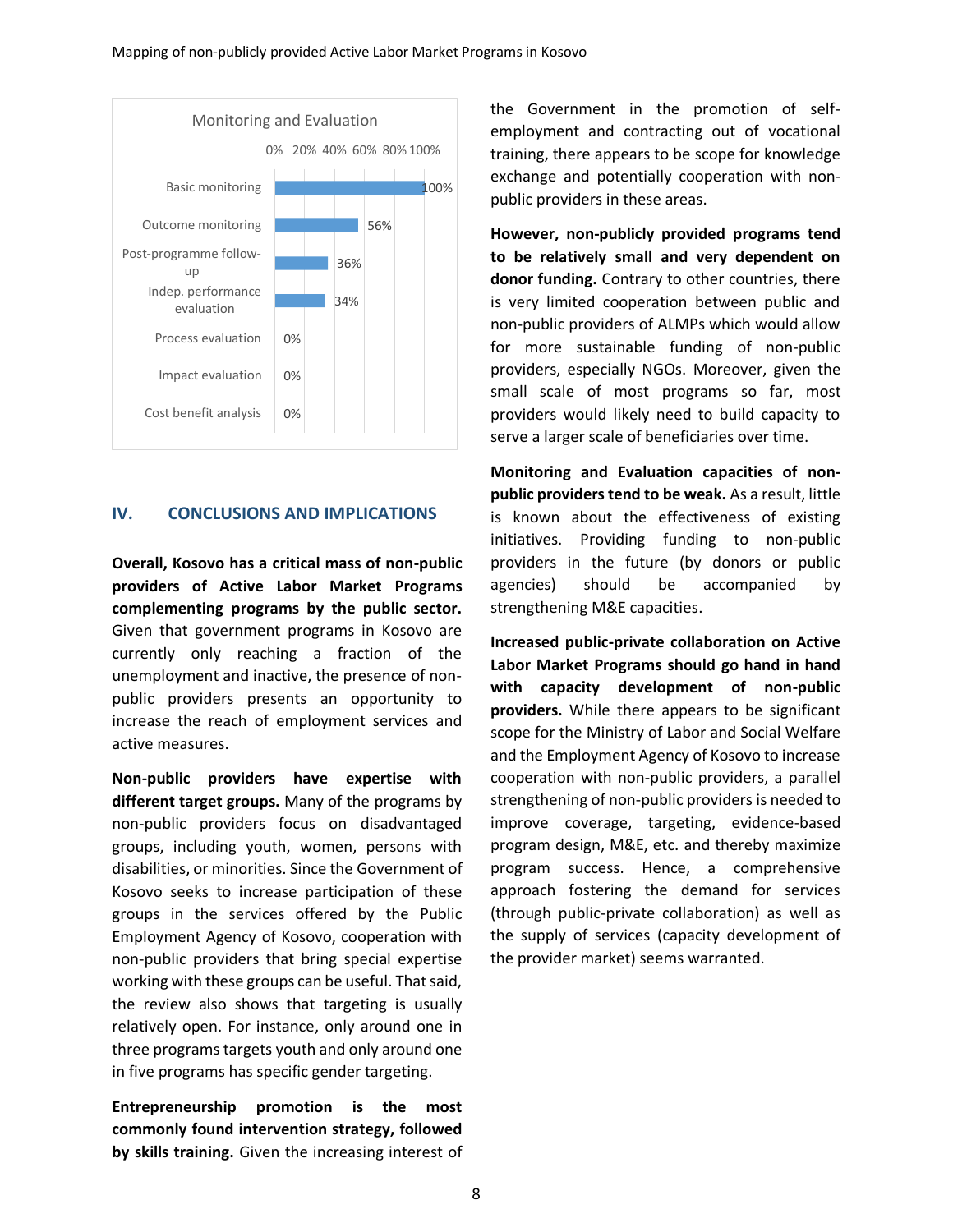Monitoring and Evaluation

| Category | Share |
| --- | --- |
| Basic monitoring | 100% |
| Outcome monitoring | 56% |
| Post-programme follow-up | 36% |
| Indep. performance evaluation | 34% |
| Process evaluation | 0% |
| Impact evaluation | 0% |
| Cost benefit analysis | 0% |

## IV. CONCLUSIONS AND IMPLICATIONS

**Overall, Kosovo has a critical mass of non-public providers of Active Labor Market Programs complementing programs by the public sector.** Given that government programs in Kosovo are currently only reaching a fraction of the unemployment and inactive, the presence of non-public providers presents an opportunity to increase the reach of employment services and active measures.

**Non-public providers have expertise with different target groups.** Many of the programs by non-public providers focus on disadvantaged groups, including youth, women, persons with disabilities, or minorities. Since the Government of Kosovo seeks to increase participation of these groups in the services offered by the Public Employment Agency of Kosovo, cooperation with non-public providers that bring special expertise working with these groups can be useful. That said, the review also shows that targeting is usually relatively open. For instance, only around one in three programs targets youth and only around one in five programs has specific gender targeting.

**Entrepreneurship promotion is the most commonly found intervention strategy, followed by skills training.** Given the increasing interest of the Government in the promotion of self-employment and contracting out of vocational training, there appears to be scope for knowledge exchange and potentially cooperation with non-public providers in these areas.

**However, non-publicly provided programs tend to be relatively small and very dependent on donor funding.** Contrary to other countries, there is very limited cooperation between public and non-public providers of ALMPs which would allow for more sustainable funding of non-public providers, especially NGOs. Moreover, given the small scale of most programs so far, most providers would likely need to build capacity to serve a larger scale of beneficiaries over time.

**Monitoring and Evaluation capacities of non-public providers tend to be weak.** As a result, little is known about the effectiveness of existing initiatives. Providing funding to non-public providers in the future (by donors or public agencies) should be accompanied by strengthening M&E capacities.

**Increased public-private collaboration on Active Labor Market Programs should go hand in hand with capacity development of non-public providers.** While there appears to be significant scope for the Ministry of Labor and Social Welfare and the Employment Agency of Kosovo to increase cooperation with non-public providers, a parallel strengthening of non-public providers is needed to improve coverage, targeting, evidence-based program design, M&E, etc. and thereby maximize program success. Hence, a comprehensive approach fostering the demand for services (through public-private collaboration) as well as the supply of services (capacity development of the provider market) seems warranted.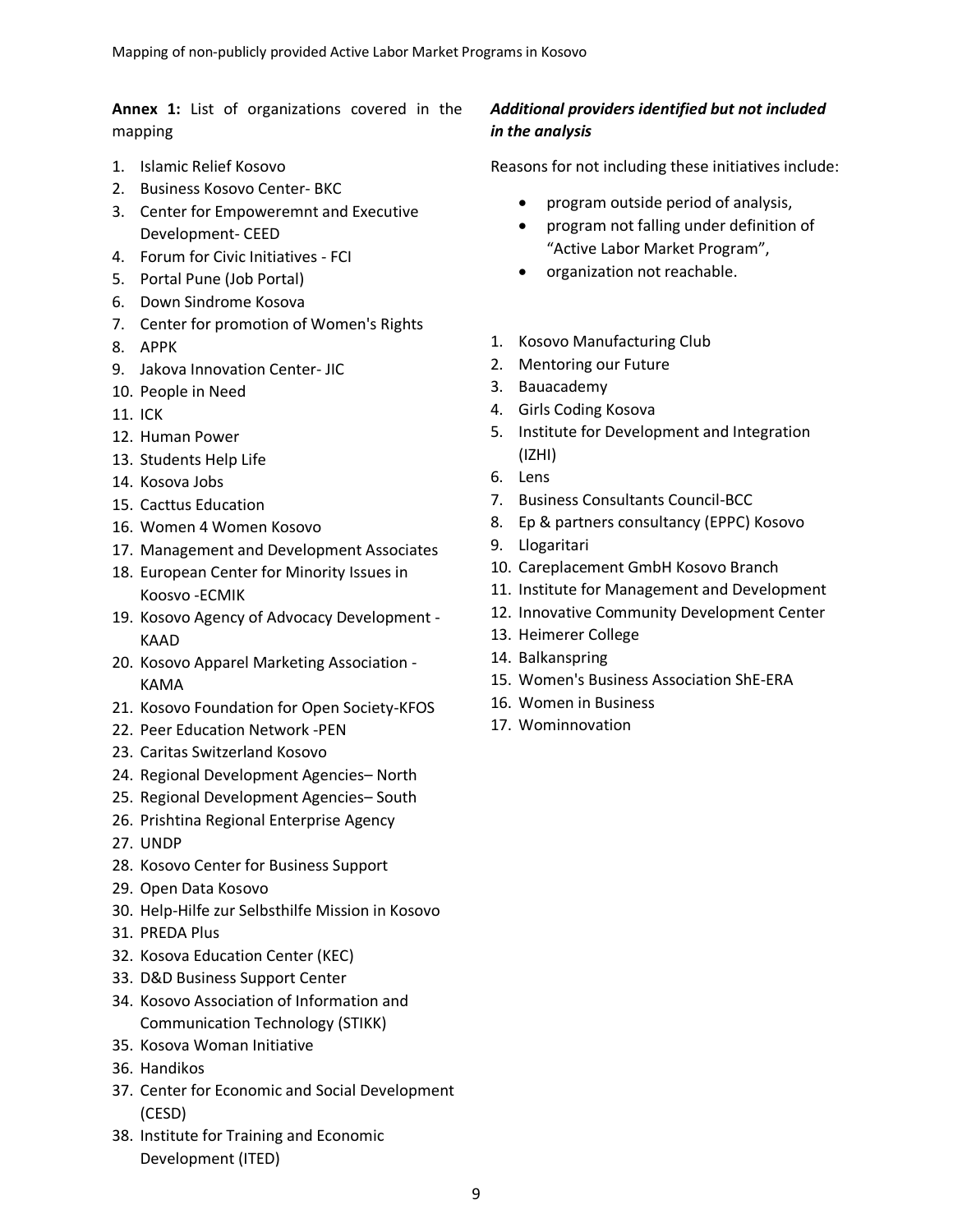**Annex 1:** List of organizations covered in the mapping

1. Islamic Relief Kosovo
2. Business Kosovo Center- BKC
3. Center for Empoweremnt and Executive Development- CEED
4. Forum for Civic Initiatives - FCI
5. Portal Pune (Job Portal)
6. Down Sindrome Kosova
7. Center for promotion of Women's Rights
8. APPK
9. Jakova Innovation Center- JIC
10. People in Need
11. ICK
12. Human Power
13. Students Help Life
14. Kosova Jobs
15. Cacttus Education
16. Women 4 Women Kosovo
17. Management and Development Associates
18. European Center for Minority Issues in Koosvo -ECMIK
19. Kosovo Agency of Advocacy Development - KAAD
20. Kosovo Apparel Marketing Association - KAMA
21. Kosovo Foundation for Open Society-KFOS
22. Peer Education Network -PEN
23. Caritas Switzerland Kosovo
24. Regional Development Agencies– North
25. Regional Development Agencies– South
26. Prishtina Regional Enterprise Agency
27. UNDP
28. Kosovo Center for Business Support
29. Open Data Kosovo
30. Help-Hilfe zur Selbsthilfe Mission in Kosovo
31. PREDA Plus
32. Kosova Education Center (KEC)
33. D&D Business Support Center
34. Kosovo Association of Information and Communication Technology (STIKK)
35. Kosova Woman Initiative
36. Handikos
37. Center for Economic and Social Development (CESD)
38. Institute for Training and Economic Development (ITED)

***Additional providers identified but not included in the analysis***

Reasons for not including these initiatives include:

- program outside period of analysis,
- program not falling under definition of "Active Labor Market Program",
- organization not reachable.

1. Kosovo Manufacturing Club
2. Mentoring our Future
3. Bauacademy
4. Girls Coding Kosova
5. Institute for Development and Integration (IZHI)
6. Lens
7. Business Consultants Council-BCC
8. Ep & partners consultancy (EPPC) Kosovo
9. Llogaritari
10. Careplacement GmbH Kosovo Branch
11. Institute for Management and Development
12. Innovative Community Development Center
13. Heimerer College
14. Balkanspring
15. Women's Business Association ShE-ERA
16. Women in Business
17. Wominnovation